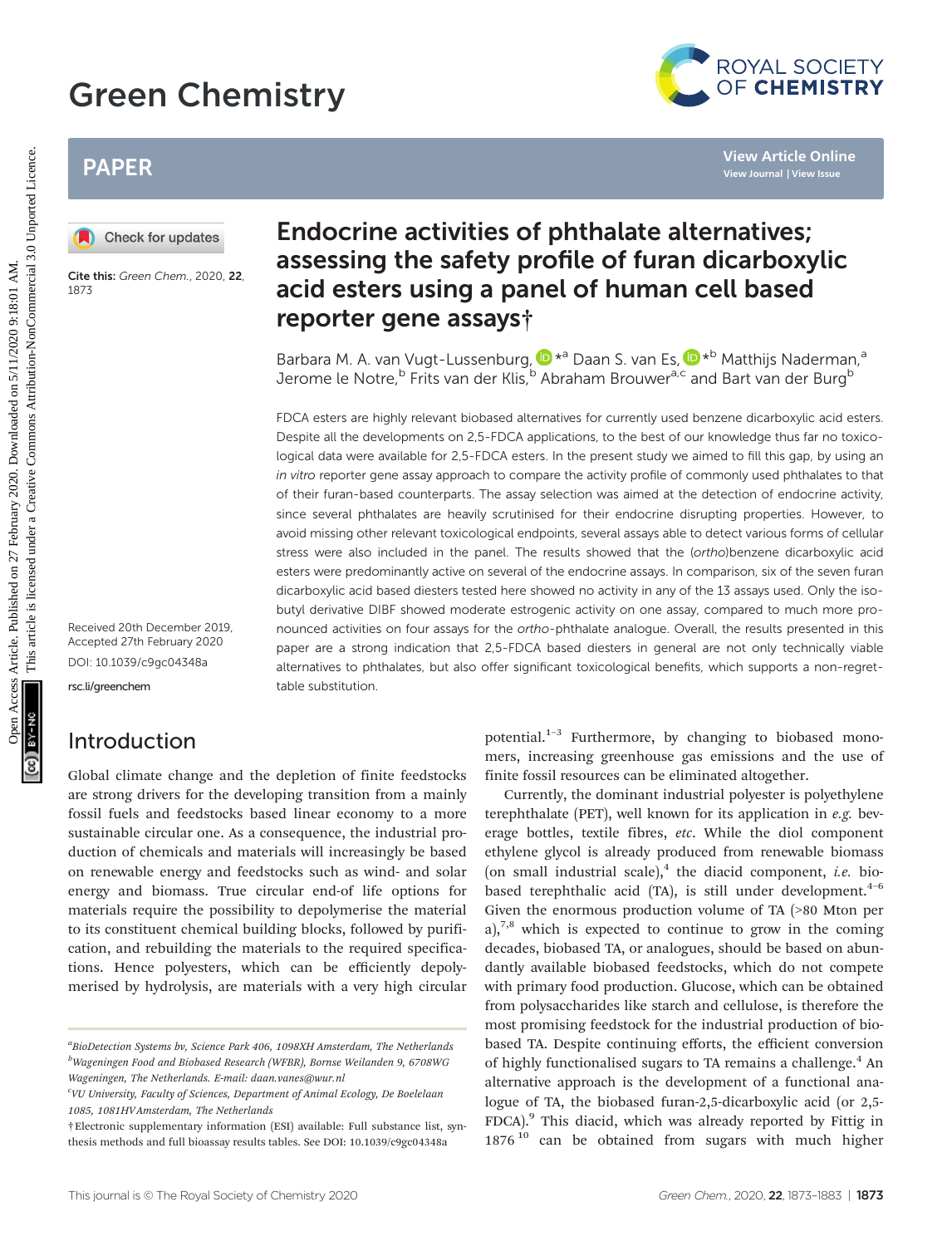# Endocrine activities of phthalate alternatives; assessing the safety profile of furan dicarboxylic acid esters using a panel of human cell based reporter gene assays†

Cite this: *Green Chem.*, 2020, **22**, 1873

Barbara M. A. van Vugt-Lussenburg, *[a] Daan S. van Es, *[b] Matthijs Naderman,[a] Jerome le Notre,[b] Frits van der Klis,[b] Abraham Brouwer[a,c] and Bart van der Burg[b]

Received 20th December 2019, Accepted 27th February 2020

DOI: 10.1039/c9gc04348a

rsc.li/greenchem

FDCA esters are highly relevant biobased alternatives for currently used benzene dicarboxylic acid esters. Despite all the developments on 2,5-FDCA applications, to the best of our knowledge thus far no toxicological data were available for 2,5-FDCA esters. In the present study we aimed to fill this gap, by using an *in vitro* reporter gene assay approach to compare the activity profile of commonly used phthalates to that of their furan-based counterparts. The assay selection was aimed at the detection of endocrine activity, since several phthalates are heavily scrutinised for their endocrine disrupting properties. However, to avoid missing other relevant toxicological endpoints, several assays able to detect various forms of cellular stress were also included in the panel. The results showed that the (*ortho*)benzene dicarboxylic acid esters were predominantly active on several of the endocrine assays. In comparison, six of the seven furan dicarboxylic acid based diesters tested here showed no activity in any of the 13 assays used. Only the isobutyl derivative DIBF showed moderate estrogenic activity on one assay, compared to much more pronounced activities on four assays for the *ortho*-phthalate analogue. Overall, the results presented in this paper are a strong indication that 2,5-FDCA based diesters in general are not only technically viable alternatives to phthalates, but also offer significant toxicological benefits, which supports a non-regrettable substitution.

## Introduction

Global climate change and the depletion of finite feedstocks are strong drivers for the developing transition from a mainly fossil fuels and feedstocks based linear economy to a more sustainable circular one. As a consequence, the industrial production of chemicals and materials will increasingly be based on renewable energy and feedstocks such as wind- and solar energy and biomass. True circular end-of life options for materials require the possibility to depolymerise the material to its constituent chemical building blocks, followed by purification, and rebuilding the materials to the required specifications. Hence polyesters, which can be efficiently depolymerised by hydrolysis, are materials with a very high circular potential.[1–3] Furthermore, by changing to biobased monomers, increasing greenhouse gas emissions and the use of finite fossil resources can be eliminated altogether.

Currently, the dominant industrial polyester is polyethylene terephthalate (PET), well known for its application in *e.g.* beverage bottles, textile fibres, *etc*. While the diol component ethylene glycol is already produced from renewable biomass (on small industrial scale),[4] the diacid component, *i.e.* biobased terephthalic acid (TA), is still under development.[4–6] Given the enormous production volume of TA (>80 Mton per a),[7,8] which is expected to continue to grow in the coming decades, biobased TA, or analogues, should be based on abundantly available biobased feedstocks, which do not compete with primary food production. Glucose, which can be obtained from polysaccharides like starch and cellulose, is therefore the most promising feedstock for the industrial production of biobased TA. Despite continuing efforts, the efficient conversion of highly functionalised sugars to TA remains a challenge.[4] An alternative approach is the development of a functional analogue of TA, the biobased furan-2,5-dicarboxylic acid (or 2,5-FDCA).[9] This diacid, which was already reported by Fittig in 1876[10] can be obtained from sugars with much higher

---

[a] BioDetection Systems bv, Science Park 406, 1098XH Amsterdam, The Netherlands
[b] Wageningen Food and Biobased Research (WFBR), Bornse Weilanden 9, 6708WG Wageningen, The Netherlands. E-mail: daan.vanes@wur.nl
[c] VU University, Faculty of Sciences, Department of Animal Ecology, De Boelelaan 1085, 1081HV Amsterdam, The Netherlands

† Electronic supplementary information (ESI) available: Full substance list, synthesis methods and full bioassay results tables. See DOI: 10.1039/c9gc04348a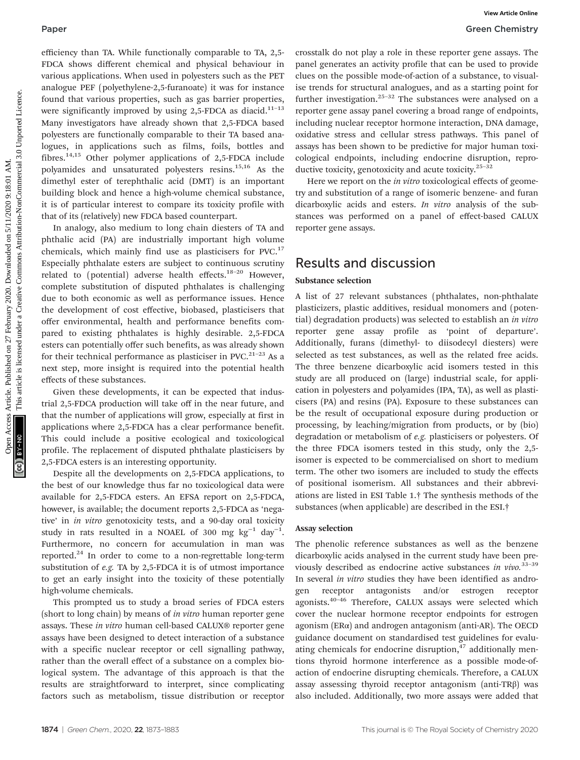efficiency than TA. While functionally comparable to TA, 2,5-FDCA shows different chemical and physical behaviour in various applications. When used in polyesters such as the PET analogue PEF (polyethylene-2,5-furanoate) it was for instance found that various properties, such as gas barrier properties, were significantly improved by using 2,5-FDCA as diacid.[11–13] Many investigators have already shown that 2,5-FDCA based polyesters are functionally comparable to their TA based analogues, in applications such as films, foils, bottles and fibres.[14,15] Other polymer applications of 2,5-FDCA include polyamides and unsaturated polyesters resins.[15,16] As the dimethyl ester of terephthalic acid (DMT) is an important building block and hence a high-volume chemical substance, it is of particular interest to compare its toxicity profile with that of its (relatively) new FDCA based counterpart.

In analogy, also medium to long chain diesters of TA and phthalic acid (PA) are industrially important high volume chemicals, which mainly find use as plasticisers for PVC.[17] Especially phthalate esters are subject to continuous scrutiny related to (potential) adverse health effects.[18–20] However, complete substitution of disputed phthalates is challenging due to both economic as well as performance issues. Hence the development of cost effective, biobased, plasticisers that offer environmental, health and performance benefits compared to existing phthalates is highly desirable. 2,5-FDCA esters can potentially offer such benefits, as was already shown for their technical performance as plasticiser in PVC.[21–23] As a next step, more insight is required into the potential health effects of these substances.

Given these developments, it can be expected that industrial 2,5-FDCA production will take off in the near future, and that the number of applications will grow, especially at first in applications where 2,5-FDCA has a clear performance benefit. This could include a positive ecological and toxicological profile. The replacement of disputed phthalate plasticisers by 2,5-FDCA esters is an interesting opportunity.

Despite all the developments on 2,5-FDCA applications, to the best of our knowledge thus far no toxicological data were available for 2,5-FDCA esters. An EFSA report on 2,5-FDCA, however, is available; the document reports 2,5-FDCA as 'negative' in *in vitro* genotoxicity tests, and a 90-day oral toxicity study in rats resulted in a NOAEL of 300 mg $kg^{-1}$ $day^{-1}$. Furthermore, no concern for accumulation in man was reported.[24] In order to come to a non-regrettable long-term substitution of *e.g.* TA by 2,5-FDCA it is of utmost importance to get an early insight into the toxicity of these potentially high-volume chemicals.

This prompted us to study a broad series of FDCA esters (short to long chain) by means of *in vitro* human reporter gene assays. These *in vitro* human cell-based CALUX® reporter gene assays have been designed to detect interaction of a substance with a specific nuclear receptor or cell signalling pathway, rather than the overall effect of a substance on a complex biological system. The advantage of this approach is that the results are straightforward to interpret, since complicating factors such as metabolism, tissue distribution or receptor crosstalk do not play a role in these reporter gene assays. The panel generates an activity profile that can be used to provide clues on the possible mode-of-action of a substance, to visualise trends for structural analogues, and as a starting point for further investigation.[25–32] The substances were analysed on a reporter gene assay panel covering a broad range of endpoints, including nuclear receptor hormone interaction, DNA damage, oxidative stress and cellular stress pathways. This panel of assays has been shown to be predictive for major human toxicological endpoints, including endocrine disruption, reproductive toxicity, genotoxicity and acute toxicity.[25–32]

Here we report on the *in vitro* toxicological effects of geometry and substitution of a range of isomeric benzene- and furan dicarboxylic acids and esters. *In vitro* analysis of the substances was performed on a panel of effect-based CALUX reporter gene assays.

## Results and discussion

### Substance selection

A list of 27 relevant substances (phthalates, non-phthalate plasticizers, plastic additives, residual monomers and (potential) degradation products) was selected to establish an *in vitro* reporter gene assay profile as 'point of departure'. Additionally, furans (dimethyl- to diisodecyl diesters) were selected as test substances, as well as the related free acids. The three benzene dicarboxylic acid isomers tested in this study are all produced on (large) industrial scale, for application in polyesters and polyamides (IPA, TA), as well as plasticisers (PA) and resins (PA). Exposure to these substances can be the result of occupational exposure during production or processing, by leaching/migration from products, or by (bio) degradation or metabolism of *e.g.* plasticisers or polyesters. Of the three FDCA isomers tested in this study, only the 2,5-isomer is expected to be commercialised on short to medium term. The other two isomers are included to study the effects of positional isomerism. All substances and their abbreviations are listed in ESI Table 1.† The synthesis methods of the substances (when applicable) are described in the ESI.†

### Assay selection

The phenolic reference substances as well as the benzene dicarboxylic acids analysed in the current study have been previously described as endocrine active substances *in vivo*.[33–39] In several *in vitro* studies they have been identified as androgen receptor antagonists and/or estrogen receptor agonists.[40–46] Therefore, CALUX assays were selected which cover the nuclear hormone receptor endpoints for estrogen agonism (ERα) and androgen antagonism (anti-AR). The OECD guidance document on standardised test guidelines for evaluating chemicals for endocrine disruption,[47] additionally mentions thyroid hormone interference as a possible mode-of-action of endocrine disrupting chemicals. Therefore, a CALUX assay assessing thyroid receptor antagonism (anti-TRβ) was also included. Additionally, two more assays were added that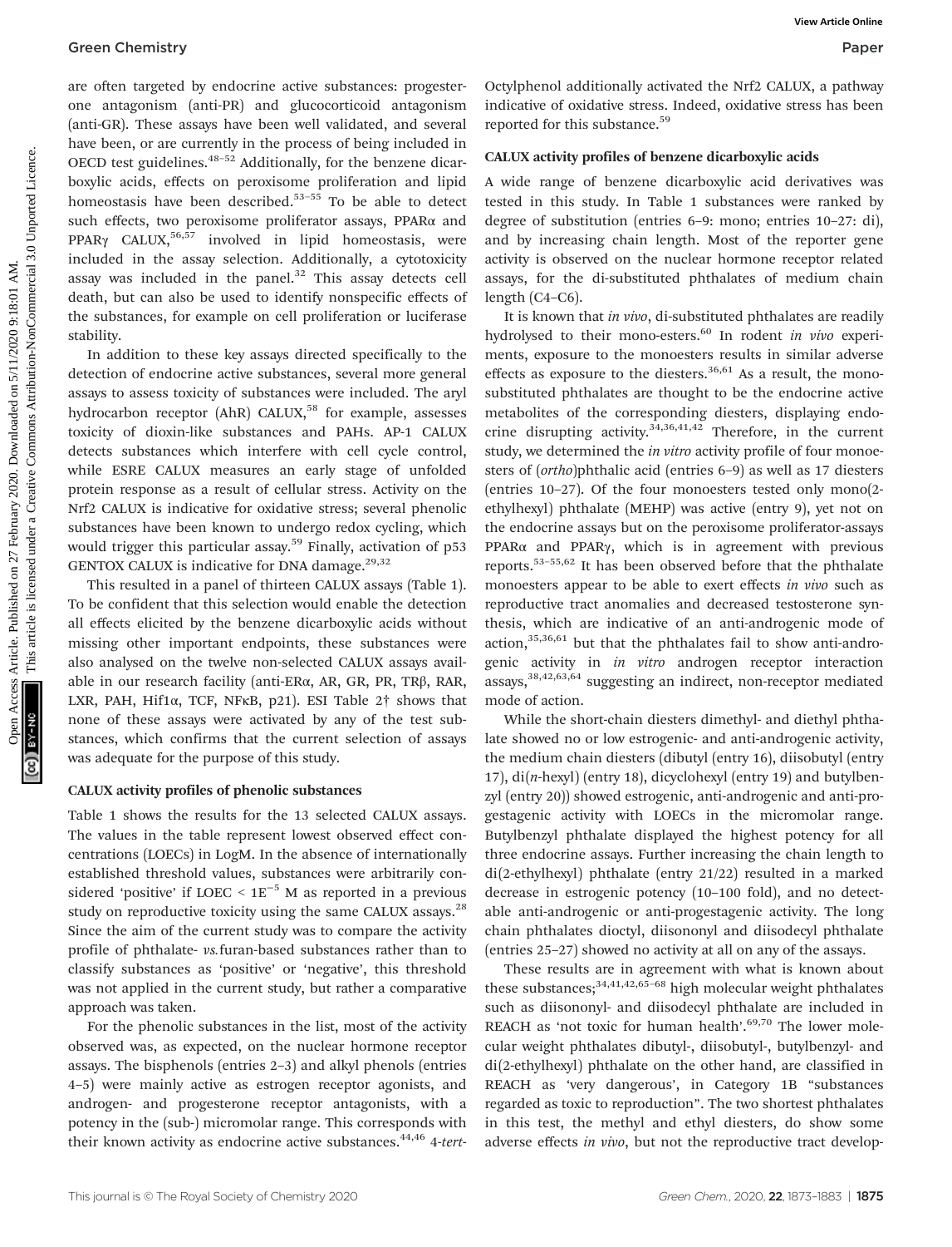are often targeted by endocrine active substances: progesterone antagonism (anti-PR) and glucocorticoid antagonism (anti-GR). These assays have been well validated, and several have been, or are currently in the process of being included in OECD test guidelines.[48–52] Additionally, for the benzene dicarboxylic acids, effects on peroxisome proliferation and lipid homeostasis have been described.[53–55] To be able to detect such effects, two peroxisome proliferator assays, PPARα and PPARγ CALUX,[56,57] involved in lipid homeostasis, were included in the assay selection. Additionally, a cytotoxicity assay was included in the panel.[32] This assay detects cell death, but can also be used to identify nonspecific effects of the substances, for example on cell proliferation or luciferase stability.

In addition to these key assays directed specifically to the detection of endocrine active substances, several more general assays to assess toxicity of substances were included. The aryl hydrocarbon receptor (AhR) CALUX,[58] for example, assesses toxicity of dioxin-like substances and PAHs. AP-1 CALUX detects substances which interfere with cell cycle control, while ESRE CALUX measures an early stage of unfolded protein response as a result of cellular stress. Activity on the Nrf2 CALUX is indicative for oxidative stress; several phenolic substances have been known to undergo redox cycling, which would trigger this particular assay.[59] Finally, activation of p53 GENTOX CALUX is indicative for DNA damage.[29,32]

This resulted in a panel of thirteen CALUX assays (Table 1). To be confident that this selection would enable the detection all effects elicited by the benzene dicarboxylic acids without missing other important endpoints, these substances were also analysed on the twelve non-selected CALUX assays available in our research facility (anti-ERα, AR, GR, PR, TRβ, RAR, LXR, PAH, Hif1α, TCF, NFκB, p21). ESI Table 2† shows that none of these assays were activated by any of the test substances, which confirms that the current selection of assays was adequate for the purpose of this study.

### CALUX activity profiles of phenolic substances

Table 1 shows the results for the 13 selected CALUX assays. The values in the table represent lowest observed effect concentrations (LOECs) in LogM. In the absence of internationally established threshold values, substances were arbitrarily considered 'positive' if LOEC < $1E^{-5}$ M as reported in a previous study on reproductive toxicity using the same CALUX assays.[28] Since the aim of the current study was to compare the activity profile of phthalate- *vs.*furan-based substances rather than to classify substances as 'positive' or 'negative', this threshold was not applied in the current study, but rather a comparative approach was taken.

For the phenolic substances in the list, most of the activity observed was, as expected, on the nuclear hormone receptor assays. The bisphenols (entries 2–3) and alkyl phenols (entries 4–5) were mainly active as estrogen receptor agonists, and androgen- and progesterone receptor antagonists, with a potency in the (sub-) micromolar range. This corresponds with their known activity as endocrine active substances.[44,46] 4-*tert*-Octylphenol additionally activated the Nrf2 CALUX, a pathway indicative of oxidative stress. Indeed, oxidative stress has been reported for this substance.[59]

### CALUX activity profiles of benzene dicarboxylic acids

A wide range of benzene dicarboxylic acid derivatives was tested in this study. In Table 1 substances were ranked by degree of substitution (entries 6–9: mono; entries 10–27: di), and by increasing chain length. Most of the reporter gene activity is observed on the nuclear hormone receptor related assays, for the di-substituted phthalates of medium chain length (C4–C6).

It is known that *in vivo*, di-substituted phthalates are readily hydrolysed to their mono-esters.[60] In rodent *in vivo* experiments, exposure to the monoesters results in similar adverse effects as exposure to the diesters.[36,61] As a result, the mono-substituted phthalates are thought to be the endocrine active metabolites of the corresponding diesters, displaying endocrine disrupting activity.[34,36,41,42] Therefore, in the current study, we determined the *in vitro* activity profile of four monoesters of (*ortho*)phthalic acid (entries 6–9) as well as 17 diesters (entries 10–27). Of the four monoesters tested only mono(2-ethylhexyl) phthalate (MEHP) was active (entry 9), yet not on the endocrine assays but on the peroxisome proliferator-assays PPARα and PPARγ, which is in agreement with previous reports.[53–55,62] It has been observed before that the phthalate monoesters appear to be able to exert effects *in vivo* such as reproductive tract anomalies and decreased testosterone synthesis, which are indicative of an anti-androgenic mode of action,[35,36,61] but that the phthalates fail to show anti-androgenic activity in *in vitro* androgen receptor interaction assays,[38,42,63,64] suggesting an indirect, non-receptor mediated mode of action.

While the short-chain diesters dimethyl- and diethyl phthalate showed no or low estrogenic- and anti-androgenic activity, the medium chain diesters (dibutyl (entry 16), diisobutyl (entry 17), di(*n*-hexyl) (entry 18), dicyclohexyl (entry 19) and butylbenzyl (entry 20)) showed estrogenic, anti-androgenic and anti-progestagenic activity with LOECs in the micromolar range. Butylbenzyl phthalate displayed the highest potency for all three endocrine assays. Further increasing the chain length to di(2-ethylhexyl) phthalate (entry 21/22) resulted in a marked decrease in estrogenic potency (10–100 fold), and no detectable anti-androgenic or anti-progestagenic activity. The long chain phthalates dioctyl, diisononyl and diisodecyl phthalate (entries 25–27) showed no activity at all on any of the assays.

These results are in agreement with what is known about these substances;[34,41,42,65–68] high molecular weight phthalates such as diisononyl- and diisodecyl phthalate are included in REACH as 'not toxic for human health'.[69,70] The lower molecular weight phthalates dibutyl-, diisobutyl-, butylbenzyl- and di(2-ethylhexyl) phthalate on the other hand, are classified in REACH as 'very dangerous', in Category 1B "substances regarded as toxic to reproduction". The two shortest phthalates in this test, the methyl and ethyl diesters, do show some adverse effects *in vivo*, but not the reproductive tract develop-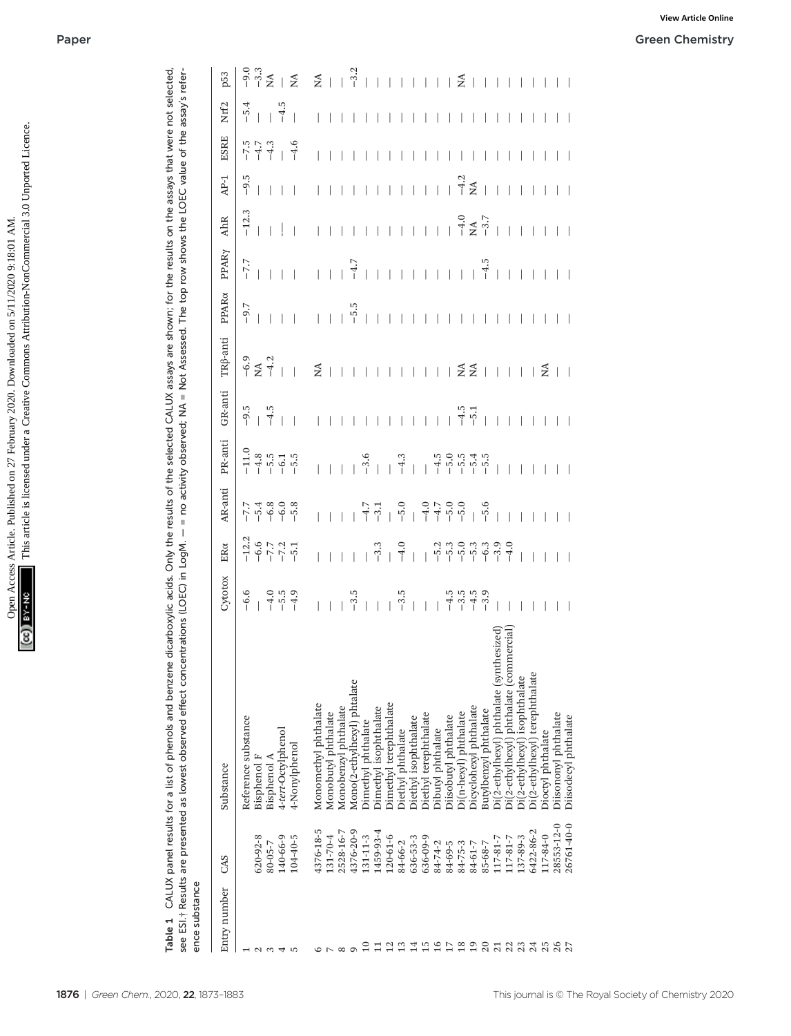**Table 1** CALUX panel results for a list of phenols and benzene dicarboxylic acids. Only the results of the selected CALUX assays are shown; for the results on the assays that were not selected, see ESI.† Results are presented as lowest observed effect concentrations (LOEC) in LogM. — = no activity observed; NA = Not Assessed. The top row shows the LOEC value of the assay's reference substance

| Entry number | CAS | Substance | Cytotox | ERα | AR-anti | PR-anti | GR-anti | TRβ-anti | PPARα | PPARγ | AhR | AP-1 | ESRE | Nrf2 | p53 |
|---|---|---|---|---|---|---|---|---|---|---|---|---|---|---|---|
| 1 | | Reference substance | −6.6 | −12.2 | −7.7 | −11.0 | −9.5 | −6.9 | −9.7 | −7.7 | −12.3 | −9.5 | −7.5 | −5.4 | −9.0 |
| 2 | 620-92-8 | Bisphenol F | — | −6.6 | −5.4 | −4.8 | — | NA | — | — | — | — | −4.7 | — | −3.3 |
| 3 | 80-05-7 | Bisphenol A | −4.0 | −7.7 | −6.8 | −5.5 | −4.5 | −4.2 | — | — | — | — | −4.3 | — | NA |
| 4 | 140-66-9 | 4-*tert*-Octylphenol | −5.5 | −7.2 | −6.0 | −6.1 | — | — | — | — | — | — | — | −4.5 | — |
| 5 | 104-40-5 | 4-Nonylphenol | −4.9 | −5.1 | −5.8 | −5.5 | — | — | — | — | — | — | −4.6 | — | NA |
| 6 | 4376-18-5 | Monomethyl phthalate | — | — | — | — | — | NA | — | — | — | — | — | — | NA |
| 7 | 131-70-4 | Monobutyl phthalate | — | — | — | — | — | — | — | — | — | — | — | — | — |
| 8 | 2528-16-7 | Monobenzyl phthalate | — | — | — | — | — | — | — | — | — | — | — | — | — |
| 9 | 4376-20-9 | Mono(2-ethylhexyl) phtalate | −3.5 | — | — | — | — | — | −5.5 | −4.7 | — | — | — | — | −3.2 |
| 10 | 131-11-3 | Dimethyl phthalate | — | — | −4.7 | −3.6 | — | — | — | — | — | — | — | — | — |
| 11 | 1459-93-4 | Dimethyl isophthalate | — | −3.3 | −3.1 | — | — | — | — | — | — | — | — | — | — |
| 12 | 120-61-6 | Dimethyl terephthalate | — | — | — | — | — | — | — | — | — | — | — | — | — |
| 13 | 84-66-2 | Diethyl phthalate | −3.5 | −4.0 | −5.0 | −4.3 | — | — | — | — | — | — | — | — | — |
| 14 | 636-53-3 | Diethyl isophthalate | — | — | — | — | — | — | — | — | — | — | — | — | — |
| 15 | 636-09-9 | Diethyl terephthalate | — | — | −4.0 | — | — | — | — | — | — | — | — | — | — |
| 16 | 84-74-2 | Dibutyl phthalate | — | −5.2 | −4.7 | −4.5 | — | — | — | — | — | — | — | — | — |
| 17 | 84-69-5 | Diisobutyl phthalate | −4.5 | −5.3 | −5.0 | −5.0 | — | — | — | — | — | — | — | — | — |
| 18 | 84-75-3 | Di(n-hexyl) phthalate | −3.5 | −5.0 | −5.0 | −5.5 | −4.5 | NA | — | — | −4.0 | −4.2 | — | — | NA |
| 19 | 84-61-7 | Dicyclohexyl phthalate | −4.5 | −5.3 | — | −5.4 | −5.1 | NA | — | — | NA | NA | — | — | — |
| 20 | 85-68-7 | Butylbenzyl phthalate | −3.9 | −6.3 | −5.6 | −5.5 | — | — | — | −4.5 | −3.7 | — | — | — | — |
| 21 | 117-81-7 | Di(2-ethylhexyl) phthalate (synthesized) | — | −3.9 | — | — | — | — | — | — | — | — | — | — | — |
| 22 | 117-81-7 | Di(2-ethylhexyl) phthalate (commercial) | — | −4.0 | — | — | — | — | — | — | — | — | — | — | — |
| 23 | 137-89-3 | Di(2-ethylhexyl) isophthalate | — | — | — | — | — | — | — | — | — | — | — | — | — |
| 24 | 6422-86-2 | Di(2-ethylhexyl) terephthalate | — | — | — | — | — | — | — | — | — | — | — | — | — |
| 25 | 117-84-0 | Dioctyl phthalate | — | — | — | — | — | NA | — | — | — | — | — | — | — |
| 26 | 28553-12-0 | Diisononyl phthalate | — | — | — | — | — | — | — | — | — | — | — | — | — |
| 27 | 26761-40-0 | Diisodecyl phthalate | — | — | — | — | — | — | — | — | — | — | — | — | — |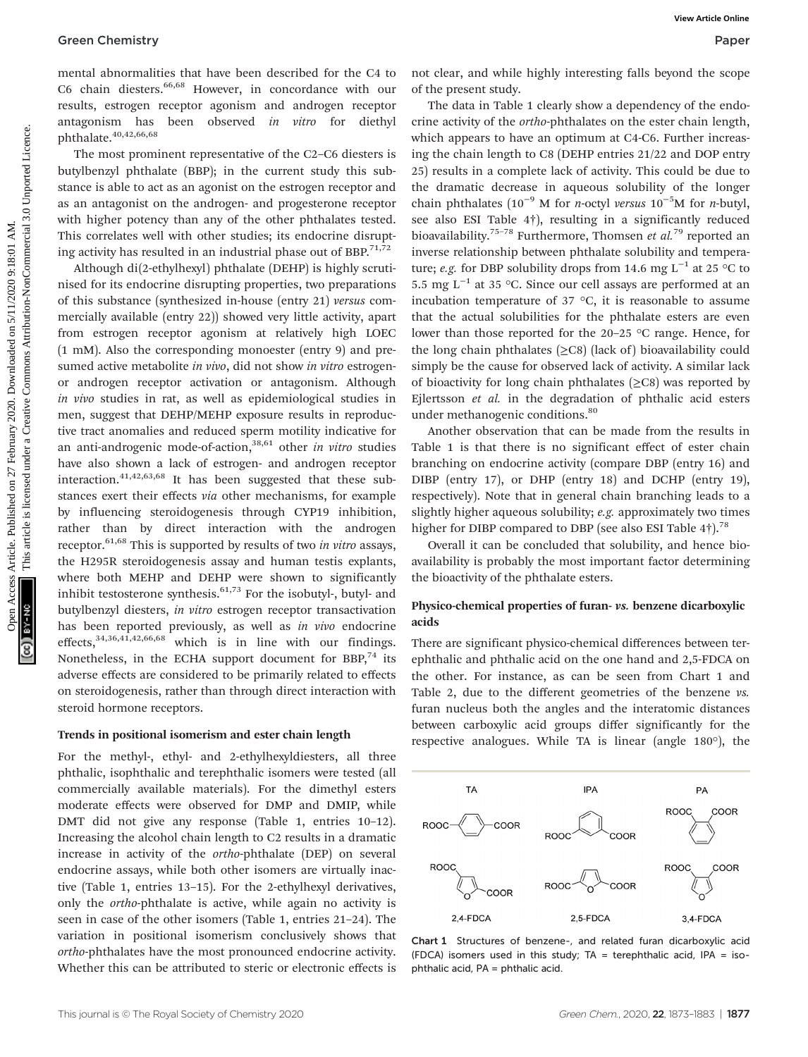mental abnormalities that have been described for the C4 to C6 chain diesters.[66,68] However, in concordance with our results, estrogen receptor agonism and androgen receptor antagonism has been observed *in vitro* for diethyl phthalate.[40,42,66,68]

The most prominent representative of the C2–C6 diesters is butylbenzyl phthalate (BBP); in the current study this substance is able to act as an agonist on the estrogen receptor and as an antagonist on the androgen- and progesterone receptor with higher potency than any of the other phthalates tested. This correlates well with other studies; its endocrine disrupting activity has resulted in an industrial phase out of BBP.[71,72]

Although di(2-ethylhexyl) phthalate (DEHP) is highly scrutinised for its endocrine disrupting properties, two preparations of this substance (synthesized in-house (entry 21) *versus* commercially available (entry 22)) showed very little activity, apart from estrogen receptor agonism at relatively high LOEC (1 mM). Also the corresponding monoester (entry 9) and presumed active metabolite *in vivo*, did not show *in vitro* estrogen- or androgen receptor activation or antagonism. Although *in vivo* studies in rat, as well as epidemiological studies in men, suggest that DEHP/MEHP exposure results in reproductive tract anomalies and reduced sperm motility indicative for an anti-androgenic mode-of-action,[38,61] other *in vitro* studies have also shown a lack of estrogen- and androgen receptor interaction.[41,42,63,68] It has been suggested that these substances exert their effects *via* other mechanisms, for example by influencing steroidogenesis through CYP19 inhibition, rather than by direct interaction with the androgen receptor.[61,68] This is supported by results of two *in vitro* assays, the H295R steroidogenesis assay and human testis explants, where both MEHP and DEHP were shown to significantly inhibit testosterone synthesis.[61,73] For the isobutyl-, butyl- and butylbenzyl diesters, *in vitro* estrogen receptor transactivation has been reported previously, as well as *in vivo* endocrine effects,[34,36,41,42,66,68] which is in line with our findings. Nonetheless, in the ECHA support document for BBP,[74] its adverse effects are considered to be primarily related to effects on steroidogenesis, rather than through direct interaction with steroid hormone receptors.

### Trends in positional isomerism and ester chain length

For the methyl-, ethyl- and 2-ethylhexyldiesters, all three phthalic, isophthalic and terephthalic isomers were tested (all commercially available materials). For the dimethyl esters moderate effects were observed for DMP and DMIP, while DMT did not give any response (Table 1, entries 10–12). Increasing the alcohol chain length to C2 results in a dramatic increase in activity of the *ortho*-phthalate (DEP) on several endocrine assays, while both other isomers are virtually inactive (Table 1, entries 13–15). For the 2-ethylhexyl derivatives, only the *ortho*-phthalate is active, while again no activity is seen in case of the other isomers (Table 1, entries 21–24). The variation in positional isomerism conclusively shows that *ortho*-phthalates have the most pronounced endocrine activity. Whether this can be attributed to steric or electronic effects is not clear, and while highly interesting falls beyond the scope of the present study.

The data in Table 1 clearly show a dependency of the endocrine activity of the *ortho*-phthalates on the ester chain length, which appears to have an optimum at C4-C6. Further increasing the chain length to C8 (DEHP entries 21/22 and DOP entry 25) results in a complete lack of activity. This could be due to the dramatic decrease in aqueous solubility of the longer chain phthalates ($10^{-9}$ M for *n*-octyl *versus* $10^{-5}$M for *n*-butyl, see also ESI Table 4†), resulting in a significantly reduced bioavailability.[75–78] Furthermore, Thomsen *et al.*[79] reported an inverse relationship between phthalate solubility and temperature; *e.g.* for DBP solubility drops from 14.6 mg $L^{-1}$ at 25 °C to 5.5 mg $L^{-1}$ at 35 °C. Since our cell assays are performed at an incubation temperature of 37 °C, it is reasonable to assume that the actual solubilities for the phthalate esters are even lower than those reported for the 20–25 °C range. Hence, for the long chain phthalates (≥C8) (lack of) bioavailability could simply be the cause for observed lack of activity. A similar lack of bioactivity for long chain phthalates (≥C8) was reported by Ejlertsson *et al.* in the degradation of phthalic acid esters under methanogenic conditions.[80]

Another observation that can be made from the results in Table 1 is that there is no significant effect of ester chain branching on endocrine activity (compare DBP (entry 16) and DIBP (entry 17), or DHP (entry 18) and DCHP (entry 19), respectively). Note that in general chain branching leads to a slightly higher aqueous solubility; *e.g.* approximately two times higher for DIBP compared to DBP (see also ESI Table 4†).[78]

Overall it can be concluded that solubility, and hence bioavailability is probably the most important factor determining the bioactivity of the phthalate esters.

### Physico-chemical properties of furan- *vs.* benzene dicarboxylic acids

There are significant physico-chemical differences between terephthalic and phthalic acid on the one hand and 2,5-FDCA on the other. For instance, as can be seen from Chart 1 and Table 2, due to the different geometries of the benzene *vs.* furan nucleus both the angles and the interatomic distances between carboxylic acid groups differ significantly for the respective analogues. While TA is linear (angle 180°), the

Chart 1 Structures of benzene-, and related furan dicarboxylic acid (FDCA) isomers used in this study; TA = terephthalic acid, IPA = isophthalic acid, PA = phthalic acid.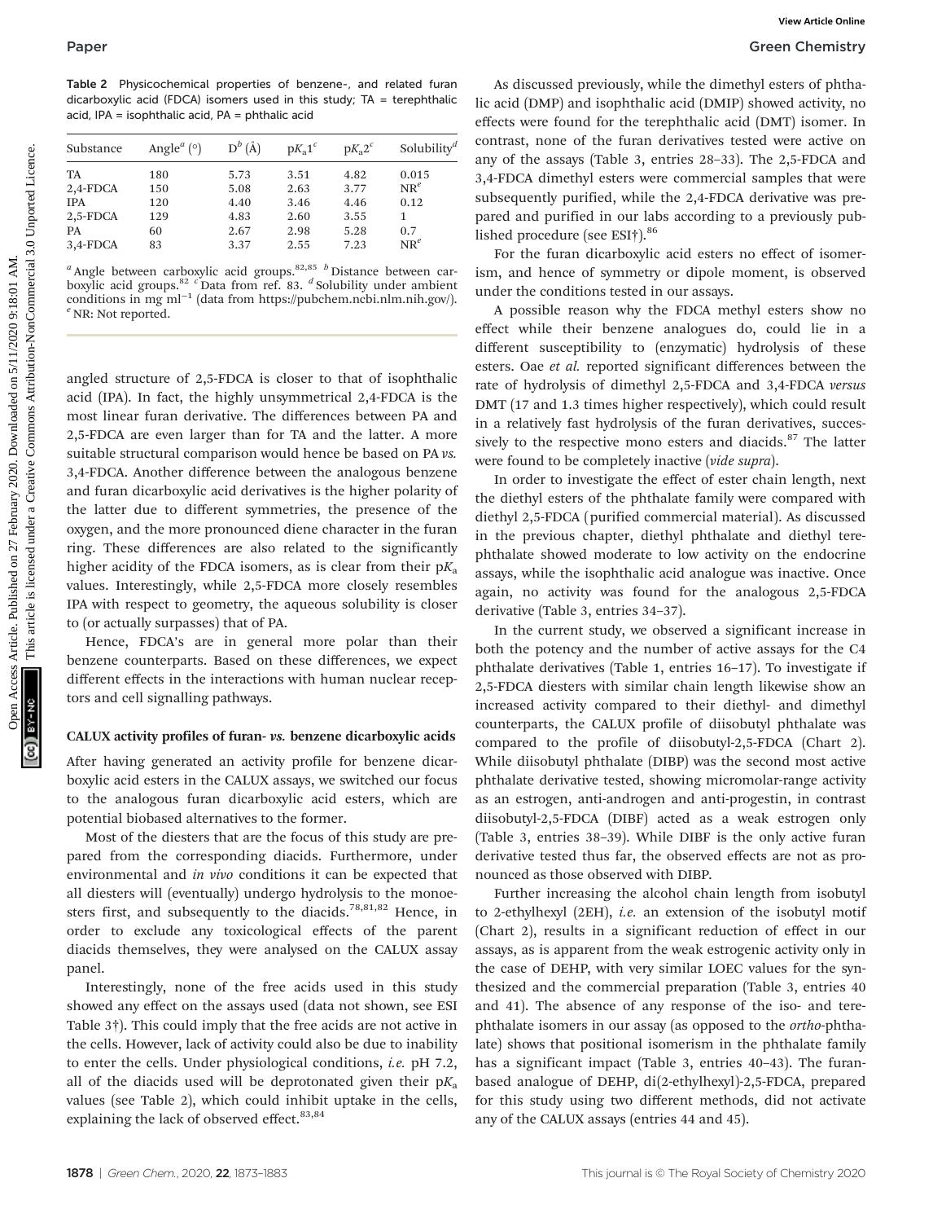Table 2 Physicochemical properties of benzene-, and related furan dicarboxylic acid (FDCA) isomers used in this study; TA = terephthalic acid, IPA = isophthalic acid, PA = phthalic acid

| Substance | Angle[a] (°) | D[b] (Å) | $pK_a1$[c] | $pK_a2$[c] | Solubility[d] |
|---|---|---|---|---|---|
| TA | 180 | 5.73 | 3.51 | 4.82 | 0.015 |
| 2,4-FDCA | 150 | 5.08 | 2.63 | 3.77 | NR[e] |
| IPA | 120 | 4.40 | 3.46 | 4.46 | 0.12 |
| 2,5-FDCA | 129 | 4.83 | 2.60 | 3.55 | 1 |
| PA | 60 | 2.67 | 2.98 | 5.28 | 0.7 |
| 3,4-FDCA | 83 | 3.37 | 2.55 | 7.23 | NR[e] |

[a] Angle between carboxylic acid groups.[82,85] [b] Distance between carboxylic acid groups.[82] [c] Data from ref. 83. [d] Solubility under ambient conditions in mg ml$^{-1}$ (data from https://pubchem.ncbi.nlm.nih.gov/). [e] NR: Not reported.

angled structure of 2,5-FDCA is closer to that of isophthalic acid (IPA). In fact, the highly unsymmetrical 2,4-FDCA is the most linear furan derivative. The differences between PA and 2,5-FDCA are even larger than for TA and the latter. A more suitable structural comparison would hence be based on PA *vs.* 3,4-FDCA. Another difference between the analogous benzene and furan dicarboxylic acid derivatives is the higher polarity of the latter due to different symmetries, the presence of the oxygen, and the more pronounced diene character in the furan ring. These differences are also related to the significantly higher acidity of the FDCA isomers, as is clear from their $pK_a$ values. Interestingly, while 2,5-FDCA more closely resembles IPA with respect to geometry, the aqueous solubility is closer to (or actually surpasses) that of PA.

Hence, FDCA's are in general more polar than their benzene counterparts. Based on these differences, we expect different effects in the interactions with human nuclear receptors and cell signalling pathways.

### CALUX activity profiles of furan- *vs.* benzene dicarboxylic acids

After having generated an activity profile for benzene dicarboxylic acid esters in the CALUX assays, we switched our focus to the analogous furan dicarboxylic acid esters, which are potential biobased alternatives to the former.

Most of the diesters that are the focus of this study are prepared from the corresponding diacids. Furthermore, under environmental and *in vivo* conditions it can be expected that all diesters will (eventually) undergo hydrolysis to the monoesters first, and subsequently to the diacids.[78,81,82] Hence, in order to exclude any toxicological effects of the parent diacids themselves, they were analysed on the CALUX assay panel.

Interestingly, none of the free acids used in this study showed any effect on the assays used (data not shown, see ESI Table 3†). This could imply that the free acids are not active in the cells. However, lack of activity could also be due to inability to enter the cells. Under physiological conditions, *i.e.* pH 7.2, all of the diacids used will be deprotonated given their $pK_a$ values (see Table 2), which could inhibit uptake in the cells, explaining the lack of observed effect.[83,84]

As discussed previously, while the dimethyl esters of phthalic acid (DMP) and isophthalic acid (DMIP) showed activity, no effects were found for the terephthalic acid (DMT) isomer. In contrast, none of the furan derivatives tested were active on any of the assays (Table 3, entries 28–33). The 2,5-FDCA and 3,4-FDCA dimethyl esters were commercial samples that were subsequently purified, while the 2,4-FDCA derivative was prepared and purified in our labs according to a previously published procedure (see ESI†).[86]

For the furan dicarboxylic acid esters no effect of isomerism, and hence of symmetry or dipole moment, is observed under the conditions tested in our assays.

A possible reason why the FDCA methyl esters show no effect while their benzene analogues do, could lie in a different susceptibility to (enzymatic) hydrolysis of these esters. Oae *et al.* reported significant differences between the rate of hydrolysis of dimethyl 2,5-FDCA and 3,4-FDCA *versus* DMT (17 and 1.3 times higher respectively), which could result in a relatively fast hydrolysis of the furan derivatives, successively to the respective mono esters and diacids.[87] The latter were found to be completely inactive (*vide supra*).

In order to investigate the effect of ester chain length, next the diethyl esters of the phthalate family were compared with diethyl 2,5-FDCA (purified commercial material). As discussed in the previous chapter, diethyl phthalate and diethyl terephthalate showed moderate to low activity on the endocrine assays, while the isophthalic acid analogue was inactive. Once again, no activity was found for the analogous 2,5-FDCA derivative (Table 3, entries 34–37).

In the current study, we observed a significant increase in both the potency and the number of active assays for the C4 phthalate derivatives (Table 1, entries 16–17). To investigate if 2,5-FDCA diesters with similar chain length likewise show an increased activity compared to their diethyl- and dimethyl counterparts, the CALUX profile of diisobutyl phthalate was compared to the profile of diisobutyl-2,5-FDCA (Chart 2). While diisobutyl phthalate (DIBP) was the second most active phthalate derivative tested, showing micromolar-range activity as an estrogen, anti-androgen and anti-progestin, in contrast diisobutyl-2,5-FDCA (DIBF) acted as a weak estrogen only (Table 3, entries 38–39). While DIBF is the only active furan derivative tested thus far, the observed effects are not as pronounced as those observed with DIBP.

Further increasing the alcohol chain length from isobutyl to 2-ethylhexyl (2EH), *i.e.* an extension of the isobutyl motif (Chart 2), results in a significant reduction of effect in our assays, as is apparent from the weak estrogenic activity only in the case of DEHP, with very similar LOEC values for the synthesized and the commercial preparation (Table 3, entries 40 and 41). The absence of any response of the iso- and terephthalate isomers in our assay (as opposed to the *ortho*-phthalate) shows that positional isomerism in the phthalate family has a significant impact (Table 3, entries 40–43). The furan-based analogue of DEHP, di(2-ethylhexyl)-2,5-FDCA, prepared for this study using two different methods, did not activate any of the CALUX assays (entries 44 and 45).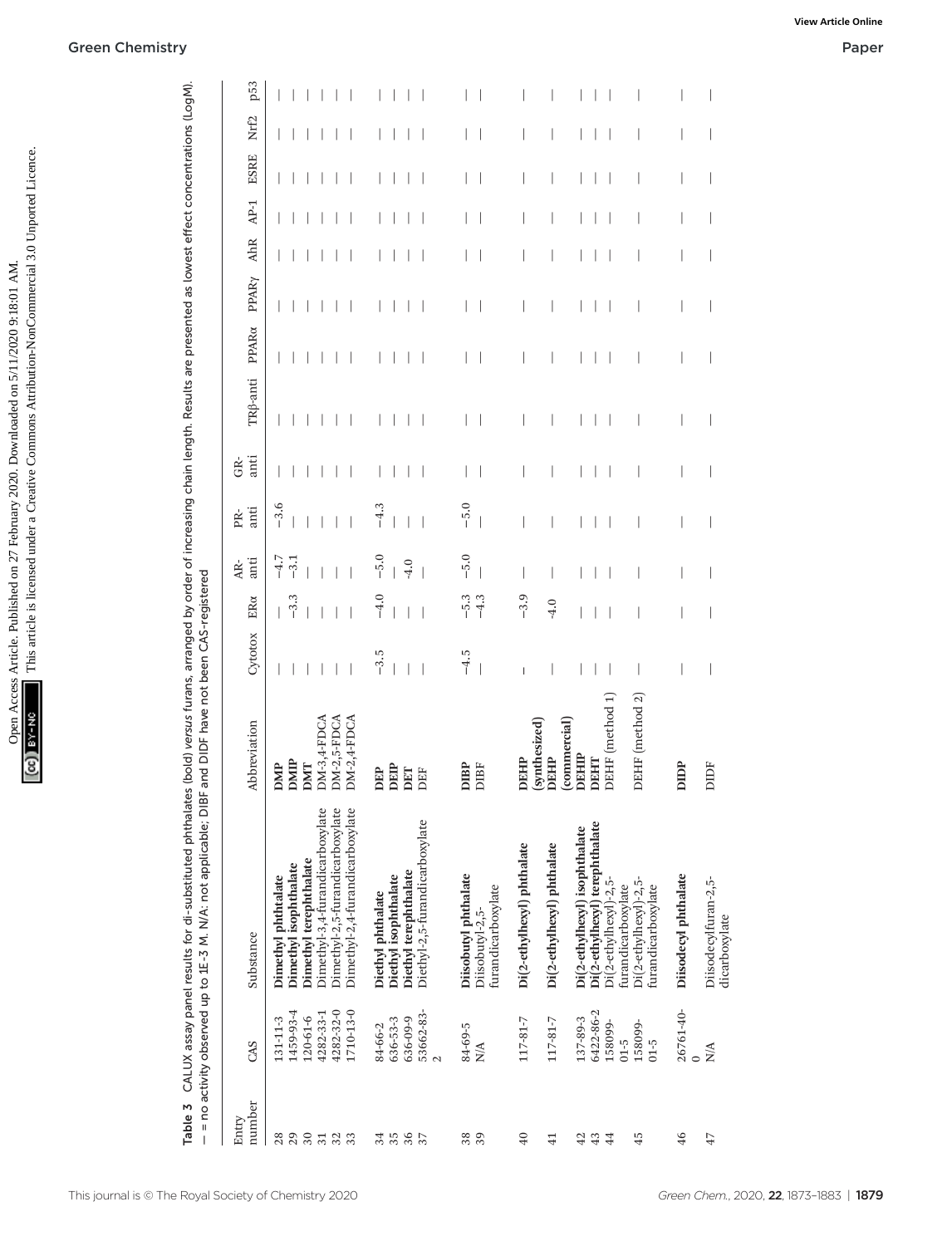**Table 3** CALUX assay panel results for di-substituted phthalates (**bold**) *versus* furans, arranged by order of increasing chain length. Results are presented as lowest effect concentrations (LogM). — = no activity observed up to 1E-3 M. N/A: not applicable; DIBF and DIDF have not been CAS-registered

| Entry number | CAS | Substance | Abbreviation | Cytotox | ERα | AR-anti | PR-anti | GR-anti | TRβ-anti | PPARα | PPARγ | AhR | AP-1 | ESRE | Nrf2 | p53 |
|---|---|---|---|---|---|---|---|---|---|---|---|---|---|---|---|---|
| 28 | 131-11-3 | **Dimethyl phthalate** | **DMP** | — | — | −4.7 | −3.6 | — | — | — | — | — | — | — | — | — |
| 29 | 1459-93-4 | **Dimethyl isophthalate** | **DMIP** | — | −3.3 | −3.1 | — | — | — | — | — | — | — | — | — | — |
| 30 | 120-61-6 | **Dimethyl terephthalate** | **DMT** | — | — | — | — | — | — | — | — | — | — | — | — | — |
| 31 | 4282-33-1 | Dimethyl-3,4-furandicarboxylate | DM-3,4-FDCA | — | — | — | — | — | — | — | — | — | — | — | — | — |
| 32 | 4282-32-0 | Dimethyl-2,5-furandicarboxylate | DM-2,5-FDCA | — | — | — | — | — | — | — | — | — | — | — | — | — |
| 33 | 1710-13-0 | Dimethyl-2,4-furandicarboxylate | DM-2,4-FDCA | — | — | — | — | — | — | — | — | — | — | — | — | — |
| 34 | 84-66-2 | **Diethyl phthalate** | **DEP** | −3.5 | −4.0 | −5.0 | −4.3 | — | — | — | — | — | — | — | — | — |
| 35 | 636-53-3 | **Diethyl isophthalate** | **DEIP** | — | — | — | — | — | — | — | — | — | — | — | — | — |
| 36 | 636-09-9 | **Diethyl terephthalate** | **DET** | — | — | −4.0 | — | — | — | — | — | — | — | — | — | — |
| 37 | 53662-83-2 | Diethyl-2,5-furandicarboxylate | DEF | — | — | — | — | — | — | — | — | — | — | — | — | — |
| 38 | 84-69-5 | **Diisobutyl phthalate** | **DIBP** | −4.5 | −5.3 | −5.0 | −5.0 | — | — | — | — | — | — | — | — | — |
| 39 | N/A | Diisobutyl-2,5-furandicarboxylate | DIBF | — | −4.3 | — | — | — | — | — | — | — | — | — | — | — |
| 40 | 117-81-7 | **Di(2-ethylhexyl) phthalate** | **DEHP (synthesized)** | — | −3.9 | — | — | — | — | — | — | — | — | — | — | — |
| 41 | 117-81-7 | **Di(2-ethylhexyl) phthalate** | **DEHP (commercial)** | — | -4.0 | — | — | — | — | — | — | — | — | — | — | — |
| 42 | 137-89-3 | **Di(2-ethylhexyl) isophthalate** | **DEHIP** | — | — | — | — | — | — | — | — | — | — | — | — | — |
| 43 | 6422-86-2 | **Di(2-ethylhexyl) terephthalate** | **DEHT** | — | — | — | — | — | — | — | — | — | — | — | — | — |
| 44 | 158099-01-5 | Di(2-ethylhexyl)-2,5-furandicarboxylate | DEHF (method 1) | — | — | — | — | — | — | — | — | — | — | — | — | — |
| 45 | 158099-01-5 | Di(2-ethylhexyl)-2,5-furandicarboxylate | DEHF (method 2) | — | — | — | — | — | — | — | — | — | — | — | — | — |
| 46 | 26761-40-0 | **Diisodecyl phthalate** | **DIDP** | — | — | — | — | — | — | — | — | — | — | — | — | — |
| 47 | N/A | Diisodecylfuran-2,5-dicarboxylate | DIDF | — | — | — | — | — | — | — | — | — | — | — | — | — |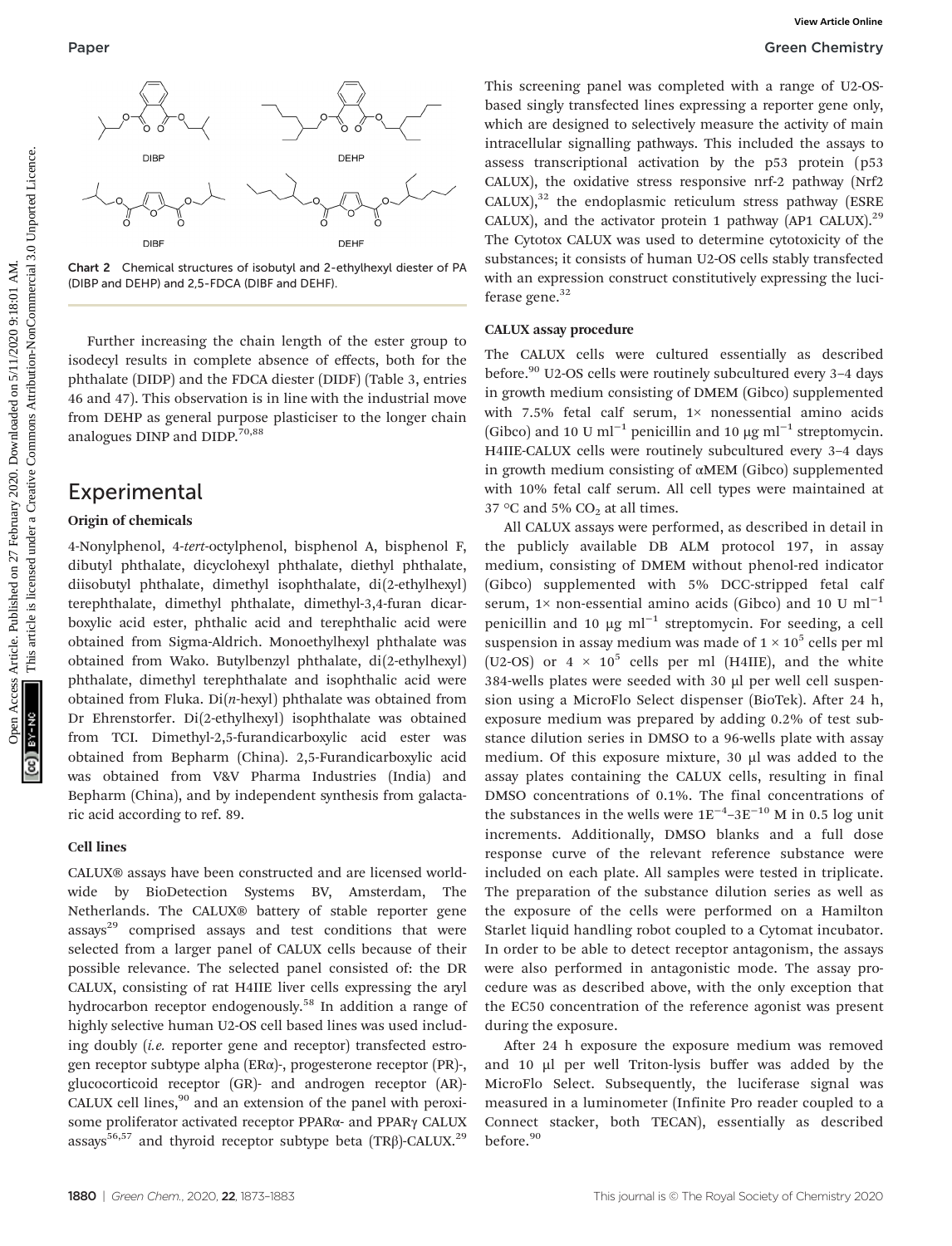Chart 2 Chemical structures of isobutyl and 2-ethylhexyl diester of PA (DIBP and DEHP) and 2,5-FDCA (DIBF and DEHF).

Further increasing the chain length of the ester group to isodecyl results in complete absence of effects, both for the phthalate (DIDP) and the FDCA diester (DIDF) (Table 3, entries 46 and 47). This observation is in line with the industrial move from DEHP as general purpose plasticiser to the longer chain analogues DINP and DIDP.[70,88]

## Experimental

### Origin of chemicals

4-Nonylphenol, 4-*tert*-octylphenol, bisphenol A, bisphenol F, dibutyl phthalate, dicyclohexyl phthalate, diethyl phthalate, diisobutyl phthalate, dimethyl isophthalate, di(2-ethylhexyl) terephthalate, dimethyl phthalate, dimethyl-3,4-furan dicarboxylic acid ester, phthalic acid and terephthalic acid were obtained from Sigma-Aldrich. Monoethylhexyl phthalate was obtained from Wako. Butylbenzyl phthalate, di(2-ethylhexyl) phthalate, dimethyl terephthalate and isophthalic acid were obtained from Fluka. Di(*n*-hexyl) phthalate was obtained from Dr Ehrenstorfer. Di(2-ethylhexyl) isophthalate was obtained from TCI. Dimethyl-2,5-furandicarboxylic acid ester was obtained from Bepharm (China). 2,5-Furandicarboxylic acid was obtained from V&V Pharma Industries (India) and Bepharm (China), and by independent synthesis from galactaric acid according to ref. 89.

### Cell lines

CALUX® assays have been constructed and are licensed worldwide by BioDetection Systems BV, Amsterdam, The Netherlands. The CALUX® battery of stable reporter gene assays[29] comprised assays and test conditions that were selected from a larger panel of CALUX cells because of their possible relevance. The selected panel consisted of: the DR CALUX, consisting of rat H4IIE liver cells expressing the aryl hydrocarbon receptor endogenously.[58] In addition a range of highly selective human U2-OS cell based lines was used including doubly (*i.e.* reporter gene and receptor) transfected estrogen receptor subtype alpha (ERα)-, progesterone receptor (PR)-, glucocorticoid receptor (GR)- and androgen receptor (AR)-CALUX cell lines,[90] and an extension of the panel with peroxisome proliferator activated receptor PPARα- and PPARγ CALUX assays[56,57] and thyroid receptor subtype beta (TRβ)-CALUX.[29]

This screening panel was completed with a range of U2-OS-based singly transfected lines expressing a reporter gene only, which are designed to selectively measure the activity of main intracellular signalling pathways. This included the assays to assess transcriptional activation by the p53 protein (p53 CALUX), the oxidative stress responsive nrf-2 pathway (Nrf2 CALUX),[32] the endoplasmic reticulum stress pathway (ESRE CALUX), and the activator protein 1 pathway (AP1 CALUX).[29] The Cytotox CALUX was used to determine cytotoxicity of the substances; it consists of human U2-OS cells stably transfected with an expression construct constitutively expressing the luciferase gene.[32]

### CALUX assay procedure

The CALUX cells were cultured essentially as described before.[90] U2-OS cells were routinely subcultured every 3–4 days in growth medium consisting of DMEM (Gibco) supplemented with 7.5% fetal calf serum, 1× nonessential amino acids (Gibco) and 10 U $ml^{-1}$ penicillin and 10 μg $ml^{-1}$ streptomycin. H4IIE-CALUX cells were routinely subcultured every 3–4 days in growth medium consisting of αMEM (Gibco) supplemented with 10% fetal calf serum. All cell types were maintained at 37 °C and 5% $CO_2$ at all times.

All CALUX assays were performed, as described in detail in the publicly available DB ALM protocol 197, in assay medium, consisting of DMEM without phenol-red indicator (Gibco) supplemented with 5% DCC-stripped fetal calf serum, 1× non-essential amino acids (Gibco) and 10 U $ml^{-1}$ penicillin and 10 μg $ml^{-1}$ streptomycin. For seeding, a cell suspension in assay medium was made of $1 \times 10^5$ cells per ml (U2-OS) or $4 \times 10^5$ cells per ml (H4IIE), and the white 384-wells plates were seeded with 30 μl per well cell suspension using a MicroFlo Select dispenser (BioTek). After 24 h, exposure medium was prepared by adding 0.2% of test substance dilution series in DMSO to a 96-wells plate with assay medium. Of this exposure mixture, 30 μl was added to the assay plates containing the CALUX cells, resulting in final DMSO concentrations of 0.1%. The final concentrations of the substances in the wells were $1E^{-4}$–$3E^{-10}$ M in 0.5 log unit increments. Additionally, DMSO blanks and a full dose response curve of the relevant reference substance were included on each plate. All samples were tested in triplicate. The preparation of the substance dilution series as well as the exposure of the cells were performed on a Hamilton Starlet liquid handling robot coupled to a Cytomat incubator. In order to be able to detect receptor antagonism, the assays were also performed in antagonistic mode. The assay procedure was as described above, with the only exception that the EC50 concentration of the reference agonist was present during the exposure.

After 24 h exposure the exposure medium was removed and 10 μl per well Triton-lysis buffer was added by the MicroFlo Select. Subsequently, the luciferase signal was measured in a luminometer (Infinite Pro reader coupled to a Connect stacker, both TECAN), essentially as described before.[90]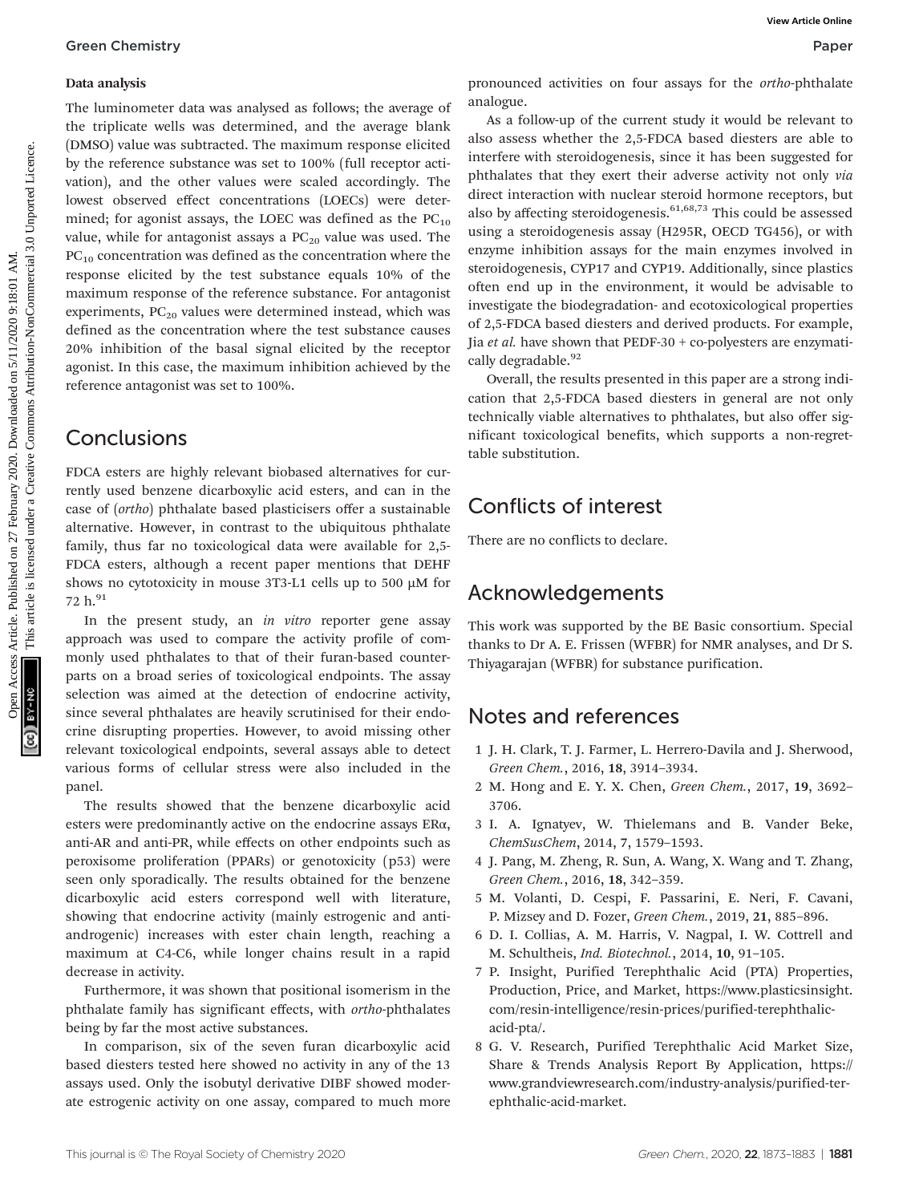### Data analysis

The luminometer data was analysed as follows; the average of the triplicate wells was determined, and the average blank (DMSO) value was subtracted. The maximum response elicited by the reference substance was set to 100% (full receptor activation), and the other values were scaled accordingly. The lowest observed effect concentrations (LOECs) were determined; for agonist assays, the LOEC was defined as the $PC_{10}$ value, while for antagonist assays a $PC_{20}$ value was used. The $PC_{10}$ concentration was defined as the concentration where the response elicited by the test substance equals 10% of the maximum response of the reference substance. For antagonist experiments, $PC_{20}$ values were determined instead, which was defined as the concentration where the test substance causes 20% inhibition of the basal signal elicited by the receptor agonist. In this case, the maximum inhibition achieved by the reference antagonist was set to 100%.

## Conclusions

FDCA esters are highly relevant biobased alternatives for currently used benzene dicarboxylic acid esters, and can in the case of (*ortho*) phthalate based plasticisers offer a sustainable alternative. However, in contrast to the ubiquitous phthalate family, thus far no toxicological data were available for 2,5-FDCA esters, although a recent paper mentions that DEHF shows no cytotoxicity in mouse 3T3-L1 cells up to 500 μM for 72 h.[91]

In the present study, an *in vitro* reporter gene assay approach was used to compare the activity profile of commonly used phthalates to that of their furan-based counterparts on a broad series of toxicological endpoints. The assay selection was aimed at the detection of endocrine activity, since several phthalates are heavily scrutinised for their endocrine disrupting properties. However, to avoid missing other relevant toxicological endpoints, several assays able to detect various forms of cellular stress were also included in the panel.

The results showed that the benzene dicarboxylic acid esters were predominantly active on the endocrine assays ERα, anti-AR and anti-PR, while effects on other endpoints such as peroxisome proliferation (PPARs) or genotoxicity (p53) were seen only sporadically. The results obtained for the benzene dicarboxylic acid esters correspond well with literature, showing that endocrine activity (mainly estrogenic and anti-androgenic) increases with ester chain length, reaching a maximum at C4-C6, while longer chains result in a rapid decrease in activity.

Furthermore, it was shown that positional isomerism in the phthalate family has significant effects, with *ortho*-phthalates being by far the most active substances.

In comparison, six of the seven furan dicarboxylic acid based diesters tested here showed no activity in any of the 13 assays used. Only the isobutyl derivative DIBF showed moderate estrogenic activity on one assay, compared to much more pronounced activities on four assays for the *ortho*-phthalate analogue.

As a follow-up of the current study it would be relevant to also assess whether the 2,5-FDCA based diesters are able to interfere with steroidogenesis, since it has been suggested for phthalates that they exert their adverse activity not only *via* direct interaction with nuclear steroid hormone receptors, but also by affecting steroidogenesis.[61,68,73] This could be assessed using a steroidogenesis assay (H295R, OECD TG456), or with enzyme inhibition assays for the main enzymes involved in steroidogenesis, CYP17 and CYP19. Additionally, since plastics often end up in the environment, it would be advisable to investigate the biodegradation- and ecotoxicological properties of 2,5-FDCA based diesters and derived products. For example, Jia *et al.* have shown that PEDF-30 + co-polyesters are enzymatically degradable.[92]

Overall, the results presented in this paper are a strong indication that 2,5-FDCA based diesters in general are not only technically viable alternatives to phthalates, but also offer significant toxicological benefits, which supports a non-regrettable substitution.

## Conflicts of interest

There are no conflicts to declare.

## Acknowledgements

This work was supported by the BE Basic consortium. Special thanks to Dr A. E. Frissen (WFBR) for NMR analyses, and Dr S. Thiyagarajan (WFBR) for substance purification.

## Notes and references

1 J. H. Clark, T. J. Farmer, L. Herrero-Davila and J. Sherwood, *Green Chem.*, 2016, **18**, 3914–3934.

2 M. Hong and E. Y. X. Chen, *Green Chem.*, 2017, **19**, 3692–3706.

3 I. A. Ignatyev, W. Thielemans and B. Vander Beke, *ChemSusChem*, 2014, **7**, 1579–1593.

4 J. Pang, M. Zheng, R. Sun, A. Wang, X. Wang and T. Zhang, *Green Chem.*, 2016, **18**, 342–359.

5 M. Volanti, D. Cespi, F. Passarini, E. Neri, F. Cavani, P. Mizsey and D. Fozer, *Green Chem.*, 2019, **21**, 885–896.

6 D. I. Collias, A. M. Harris, V. Nagpal, I. W. Cottrell and M. Schultheis, *Ind. Biotechnol.*, 2014, **10**, 91–105.

7 P. Insight, Purified Terephthalic Acid (PTA) Properties, Production, Price, and Market, https://www.plasticsinsight.com/resin-intelligence/resin-prices/purified-terephthalic-acid-pta/.

8 G. V. Research, Purified Terephthalic Acid Market Size, Share & Trends Analysis Report By Application, https://www.grandviewresearch.com/industry-analysis/purified-terephthalic-acid-market.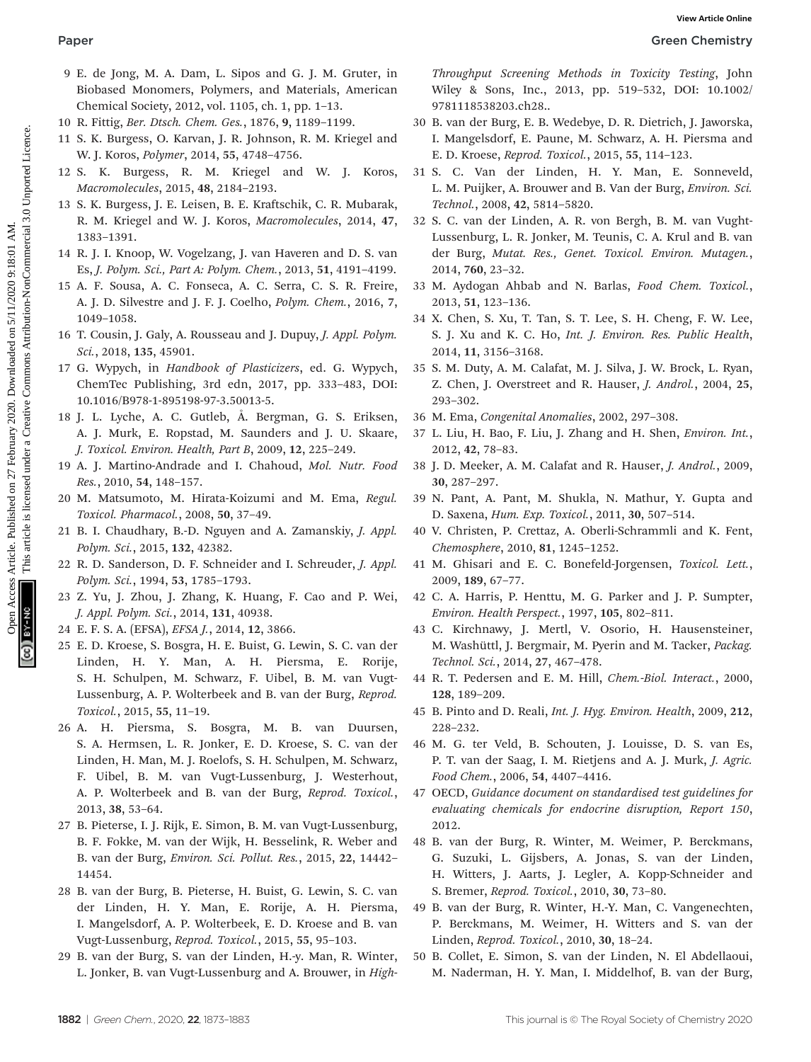9 E. de Jong, M. A. Dam, L. Sipos and G. J. M. Gruter, in Biobased Monomers, Polymers, and Materials, American Chemical Society, 2012, vol. 1105, ch. 1, pp. 1–13.

10 R. Fittig, *Ber. Dtsch. Chem. Ges.*, 1876, **9**, 1189–1199.

11 S. K. Burgess, O. Karvan, J. R. Johnson, R. M. Kriegel and W. J. Koros, *Polymer*, 2014, **55**, 4748–4756.

12 S. K. Burgess, R. M. Kriegel and W. J. Koros, *Macromolecules*, 2015, **48**, 2184–2193.

13 S. K. Burgess, J. E. Leisen, B. E. Kraftschik, C. R. Mubarak, R. M. Kriegel and W. J. Koros, *Macromolecules*, 2014, **47**, 1383–1391.

14 R. J. I. Knoop, W. Vogelzang, J. van Haveren and D. S. van Es, *J. Polym. Sci., Part A: Polym. Chem.*, 2013, **51**, 4191–4199.

15 A. F. Sousa, A. C. Fonseca, A. C. Serra, C. S. R. Freire, A. J. D. Silvestre and J. F. J. Coelho, *Polym. Chem.*, 2016, **7**, 1049–1058.

16 T. Cousin, J. Galy, A. Rousseau and J. Dupuy, *J. Appl. Polym. Sci.*, 2018, **135**, 45901.

17 G. Wypych, in *Handbook of Plasticizers*, ed. G. Wypych, ChemTec Publishing, 3rd edn, 2017, pp. 333–483, DOI: 10.1016/B978-1-895198-97-3.50013-5.

18 J. L. Lyche, A. C. Gutleb, Å. Bergman, G. S. Eriksen, A. J. Murk, E. Ropstad, M. Saunders and J. U. Skaare, *J. Toxicol. Environ. Health, Part B*, 2009, **12**, 225–249.

19 A. J. Martino-Andrade and I. Chahoud, *Mol. Nutr. Food Res.*, 2010, **54**, 148–157.

20 M. Matsumoto, M. Hirata-Koizumi and M. Ema, *Regul. Toxicol. Pharmacol.*, 2008, **50**, 37–49.

21 B. I. Chaudhary, B.-D. Nguyen and A. Zamanskiy, *J. Appl. Polym. Sci.*, 2015, **132**, 42382.

22 R. D. Sanderson, D. F. Schneider and I. Schreuder, *J. Appl. Polym. Sci.*, 1994, **53**, 1785–1793.

23 Z. Yu, J. Zhou, J. Zhang, K. Huang, F. Cao and P. Wei, *J. Appl. Polym. Sci.*, 2014, **131**, 40938.

24 E. F. S. A. (EFSA), *EFSA J.*, 2014, **12**, 3866.

25 E. D. Kroese, S. Bosgra, H. E. Buist, G. Lewin, S. C. van der Linden, H. Y. Man, A. H. Piersma, E. Rorije, S. H. Schulpen, M. Schwarz, F. Uibel, B. M. van Vugt-Lussenburg, A. P. Wolterbeek and B. van der Burg, *Reprod. Toxicol.*, 2015, **55**, 11–19.

26 A. H. Piersma, S. Bosgra, M. B. van Duursen, S. A. Hermsen, L. R. Jonker, E. D. Kroese, S. C. van der Linden, H. Man, M. J. Roelofs, S. H. Schulpen, M. Schwarz, F. Uibel, B. M. van Vugt-Lussenburg, J. Westerhout, A. P. Wolterbeek and B. van der Burg, *Reprod. Toxicol.*, 2013, **38**, 53–64.

27 B. Pieterse, I. J. Rijk, E. Simon, B. M. van Vugt-Lussenburg, B. F. Fokke, M. van der Wijk, H. Besselink, R. Weber and B. van der Burg, *Environ. Sci. Pollut. Res.*, 2015, **22**, 14442–14454.

28 B. van der Burg, B. Pieterse, H. Buist, G. Lewin, S. C. van der Linden, H. Y. Man, E. Rorije, A. H. Piersma, I. Mangelsdorf, A. P. Wolterbeek, E. D. Kroese and B. van Vugt-Lussenburg, *Reprod. Toxicol.*, 2015, **55**, 95–103.

29 B. van der Burg, S. van der Linden, H.-y. Man, R. Winter, L. Jonker, B. van Vugt-Lussenburg and A. Brouwer, in *High-Throughput Screening Methods in Toxicity Testing*, John Wiley & Sons, Inc., 2013, pp. 519–532, DOI: 10.1002/9781118538203.ch28..

30 B. van der Burg, E. B. Wedebye, D. R. Dietrich, J. Jaworska, I. Mangelsdorf, E. Paune, M. Schwarz, A. H. Piersma and E. D. Kroese, *Reprod. Toxicol.*, 2015, **55**, 114–123.

31 S. C. Van der Linden, H. Y. Man, E. Sonneveld, L. M. Puijker, A. Brouwer and B. Van der Burg, *Environ. Sci. Technol.*, 2008, **42**, 5814–5820.

32 S. C. van der Linden, A. R. von Bergh, B. M. van Vught-Lussenburg, L. R. Jonker, M. Teunis, C. A. Krul and B. van der Burg, *Mutat. Res., Genet. Toxicol. Environ. Mutagen.*, 2014, **760**, 23–32.

33 M. Aydogan Ahbab and N. Barlas, *Food Chem. Toxicol.*, 2013, **51**, 123–136.

34 X. Chen, S. Xu, T. Tan, S. T. Lee, S. H. Cheng, F. W. Lee, S. J. Xu and K. C. Ho, *Int. J. Environ. Res. Public Health*, 2014, **11**, 3156–3168.

35 S. M. Duty, A. M. Calafat, M. J. Silva, J. W. Brock, L. Ryan, Z. Chen, J. Overstreet and R. Hauser, *J. Androl.*, 2004, **25**, 293–302.

36 M. Ema, *Congenital Anomalies*, 2002, 297–308.

37 L. Liu, H. Bao, F. Liu, J. Zhang and H. Shen, *Environ. Int.*, 2012, **42**, 78–83.

38 J. D. Meeker, A. M. Calafat and R. Hauser, *J. Androl.*, 2009, **30**, 287–297.

39 N. Pant, A. Pant, M. Shukla, N. Mathur, Y. Gupta and D. Saxena, *Hum. Exp. Toxicol.*, 2011, **30**, 507–514.

40 V. Christen, P. Crettaz, A. Oberli-Schrammli and K. Fent, *Chemosphere*, 2010, **81**, 1245–1252.

41 M. Ghisari and E. C. Bonefeld-Jorgensen, *Toxicol. Lett.*, 2009, **189**, 67–77.

42 C. A. Harris, P. Henttu, M. G. Parker and J. P. Sumpter, *Environ. Health Perspect.*, 1997, **105**, 802–811.

43 C. Kirchnawy, J. Mertl, V. Osorio, H. Hausensteiner, M. Washüttl, J. Bergmair, M. Pyerin and M. Tacker, *Packag. Technol. Sci.*, 2014, **27**, 467–478.

44 R. T. Pedersen and E. M. Hill, *Chem.-Biol. Interact.*, 2000, **128**, 189–209.

45 B. Pinto and D. Reali, *Int. J. Hyg. Environ. Health*, 2009, **212**, 228–232.

46 M. G. ter Veld, B. Schouten, J. Louisse, D. S. van Es, P. T. van der Saag, I. M. Rietjens and A. J. Murk, *J. Agric. Food Chem.*, 2006, **54**, 4407–4416.

47 OECD, *Guidance document on standardised test guidelines for evaluating chemicals for endocrine disruption, Report 150*, 2012.

48 B. van der Burg, R. Winter, M. Weimer, P. Berckmans, G. Suzuki, L. Gijsbers, A. Jonas, S. van der Linden, H. Witters, J. Aarts, J. Legler, A. Kopp-Schneider and S. Bremer, *Reprod. Toxicol.*, 2010, **30**, 73–80.

49 B. van der Burg, R. Winter, H.-Y. Man, C. Vangenechten, P. Berckmans, M. Weimer, H. Witters and S. van der Linden, *Reprod. Toxicol.*, 2010, **30**, 18–24.

50 B. Collet, E. Simon, S. van der Linden, N. El Abdellaoui, M. Naderman, H. Y. Man, I. Middelhof, B. van der Burg,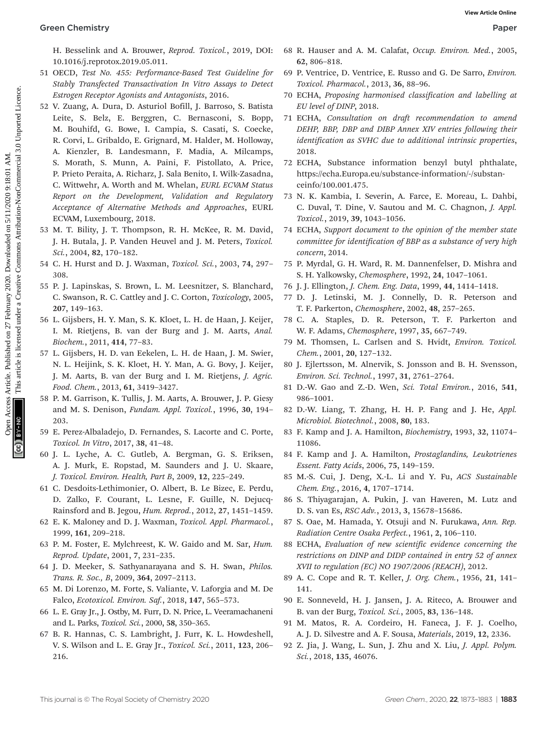H. Besselink and A. Brouwer, *Reprod. Toxicol.*, 2019, DOI: 10.1016/j.reprotox.2019.05.011.

51 OECD, *Test No. 455: Performance-Based Test Guideline for Stably Transfected Transactivation In Vitro Assays to Detect Estrogen Receptor Agonists and Antagonists*, 2016.

52 V. Zuang, A. Dura, D. Asturiol Bofill, J. Barroso, S. Batista Leite, S. Belz, E. Berggren, C. Bernasconi, S. Bopp, M. Bouhifd, G. Bowe, I. Campia, S. Casati, S. Coecke, R. Corvi, L. Gribaldo, E. Grignard, M. Halder, M. Holloway, A. Kienzler, B. Landesmann, F. Madia, A. Milcamps, S. Morath, S. Munn, A. Paini, F. Pistollato, A. Price, P. Prieto Peraita, A. Richarz, J. Sala Benito, I. Wilk-Zasadna, C. Wittwehr, A. Worth and M. Whelan, *EURL ECVAM Status Report on the Development, Validation and Regulatory Acceptance of Alternative Methods and Approaches*, EURL ECVAM, Luxembourg, 2018.

53 M. T. Bility, J. T. Thompson, R. H. McKee, R. M. David, J. H. Butala, J. P. Vanden Heuvel and J. M. Peters, *Toxicol. Sci.*, 2004, **82**, 170–182.

54 C. H. Hurst and D. J. Waxman, *Toxicol. Sci.*, 2003, **74**, 297–308.

55 P. J. Lapinskas, S. Brown, L. M. Leesnitzer, S. Blanchard, C. Swanson, R. C. Cattley and J. C. Corton, *Toxicology*, 2005, **207**, 149–163.

56 L. Gijsbers, H. Y. Man, S. K. Kloet, L. H. de Haan, J. Keijer, I. M. Rietjens, B. van der Burg and J. M. Aarts, *Anal. Biochem.*, 2011, **414**, 77–83.

57 L. Gijsbers, H. D. van Eekelen, L. H. de Haan, J. M. Swier, N. L. Heijink, S. K. Kloet, H. Y. Man, A. G. Bovy, J. Keijer, J. M. Aarts, B. van der Burg and I. M. Rietjens, *J. Agric. Food. Chem.*, 2013, **61**, 3419–3427.

58 P. M. Garrison, K. Tullis, J. M. Aarts, A. Brouwer, J. P. Giesy and M. S. Denison, *Fundam. Appl. Toxicol.*, 1996, **30**, 194–203.

59 E. Perez-Albaladejo, D. Fernandes, S. Lacorte and C. Porte, *Toxicol. In Vitro*, 2017, **38**, 41–48.

60 J. L. Lyche, A. C. Gutleb, A. Bergman, G. S. Eriksen, A. J. Murk, E. Ropstad, M. Saunders and J. U. Skaare, *J. Toxicol. Environ. Health, Part B*, 2009, **12**, 225–249.

61 C. Desdoits-Lethimonier, O. Albert, B. Le Bizec, E. Perdu, D. Zalko, F. Courant, L. Lesne, F. Guille, N. Dejucq-Rainsford and B. Jegou, *Hum. Reprod.*, 2012, **27**, 1451–1459.

62 E. K. Maloney and D. J. Waxman, *Toxicol. Appl. Pharmacol.*, 1999, **161**, 209–218.

63 P. M. Foster, E. Mylchreest, K. W. Gaido and M. Sar, *Hum. Reprod. Update*, 2001, **7**, 231–235.

64 J. D. Meeker, S. Sathyanarayana and S. H. Swan, *Philos. Trans. R. Soc., B*, 2009, **364**, 2097–2113.

65 M. Di Lorenzo, M. Forte, S. Valiante, V. Laforgia and M. De Falco, *Ecotoxicol. Environ. Saf.*, 2018, **147**, 565–573.

66 L. E. Gray Jr., J. Ostby, M. Furr, D. N. Price, L. Veeramachaneni and L. Parks, *Toxicol. Sci.*, 2000, **58**, 350–365.

67 B. R. Hannas, C. S. Lambright, J. Furr, K. L. Howdeshell, V. S. Wilson and L. E. Gray Jr., *Toxicol. Sci.*, 2011, **123**, 206–216.

68 R. Hauser and A. M. Calafat, *Occup. Environ. Med.*, 2005, **62**, 806–818.

69 P. Ventrice, D. Ventrice, E. Russo and G. De Sarro, *Environ. Toxicol. Pharmacol.*, 2013, **36**, 88–96.

70 ECHA, *Proposing harmonised classification and labelling at EU level of DINP*, 2018.

71 ECHA, *Consultation on draft recommendation to amend DEHP, BBP, DBP and DIBP Annex XIV entries following their identification as SVHC due to additional intrinsic properties*, 2018.

72 ECHA, Substance information benzyl butyl phthalate, https://echa.Europa.eu/substance-information/-/substanceinfo/100.001.475.

73 N. K. Kambia, I. Severin, A. Farce, E. Moreau, L. Dahbi, C. Duval, T. Dine, V. Sautou and M. C. Chagnon, *J. Appl. Toxicol.*, 2019, **39**, 1043–1056.

74 ECHA, *Support document to the opinion of the member state committee for identification of BBP as a substance of very high concern*, 2014.

75 P. Myrdal, G. H. Ward, R. M. Dannenfelser, D. Mishra and S. H. Yalkowsky, *Chemosphere*, 1992, **24**, 1047–1061.

76 J. J. Ellington, *J. Chem. Eng. Data*, 1999, **44**, 1414–1418.

77 D. J. Letinski, M. J. Connelly, D. R. Peterson and T. F. Parkerton, *Chemosphere*, 2002, **48**, 257–265.

78 C. A. Staples, D. R. Peterson, T. F. Parkerton and W. F. Adams, *Chemosphere*, 1997, **35**, 667–749.

79 M. Thomsen, L. Carlsen and S. Hvidt, *Environ. Toxicol. Chem.*, 2001, **20**, 127–132.

80 J. Ejlertsson, M. Alnervik, S. Jonsson and B. H. Svensson, *Environ. Sci. Technol.*, 1997, **31**, 2761–2764.

81 D.-W. Gao and Z.-D. Wen, *Sci. Total Environ.*, 2016, **541**, 986–1001.

82 D.-W. Liang, T. Zhang, H. H. P. Fang and J. He, *Appl. Microbiol. Biotechnol.*, 2008, **80**, 183.

83 F. Kamp and J. A. Hamilton, *Biochemistry*, 1993, **32**, 11074–11086.

84 F. Kamp and J. A. Hamilton, *Prostaglandins, Leukotrienes Essent. Fatty Acids*, 2006, **75**, 149–159.

85 M.-S. Cui, J. Deng, X.-L. Li and Y. Fu, *ACS Sustainable Chem. Eng.*, 2016, **4**, 1707–1714.

86 S. Thiyagarajan, A. Pukin, J. van Haveren, M. Lutz and D. S. van Es, *RSC Adv.*, 2013, **3**, 15678–15686.

87 S. Oae, M. Hamada, Y. Otsuji and N. Furukawa, *Ann. Rep. Radiation Centre Osaka Perfect.*, 1961, **2**, 106–110.

88 ECHA, *Evaluation of new scientific evidence concerning the restrictions on DINP and DIDP contained in entry 52 of annex XVII to regulation (EC) NO 1907/2006 (REACH)*, 2012.

89 A. C. Cope and R. T. Keller, *J. Org. Chem.*, 1956, **21**, 141–141.

90 E. Sonneveld, H. J. Jansen, J. A. Riteco, A. Brouwer and B. van der Burg, *Toxicol. Sci.*, 2005, **83**, 136–148.

91 M. Matos, R. A. Cordeiro, H. Faneca, J. F. J. Coelho, A. J. D. Silvestre and A. F. Sousa, *Materials*, 2019, **12**, 2336.

92 Z. Jia, J. Wang, L. Sun, J. Zhu and X. Liu, *J. Appl. Polym. Sci.*, 2018, **135**, 46076.